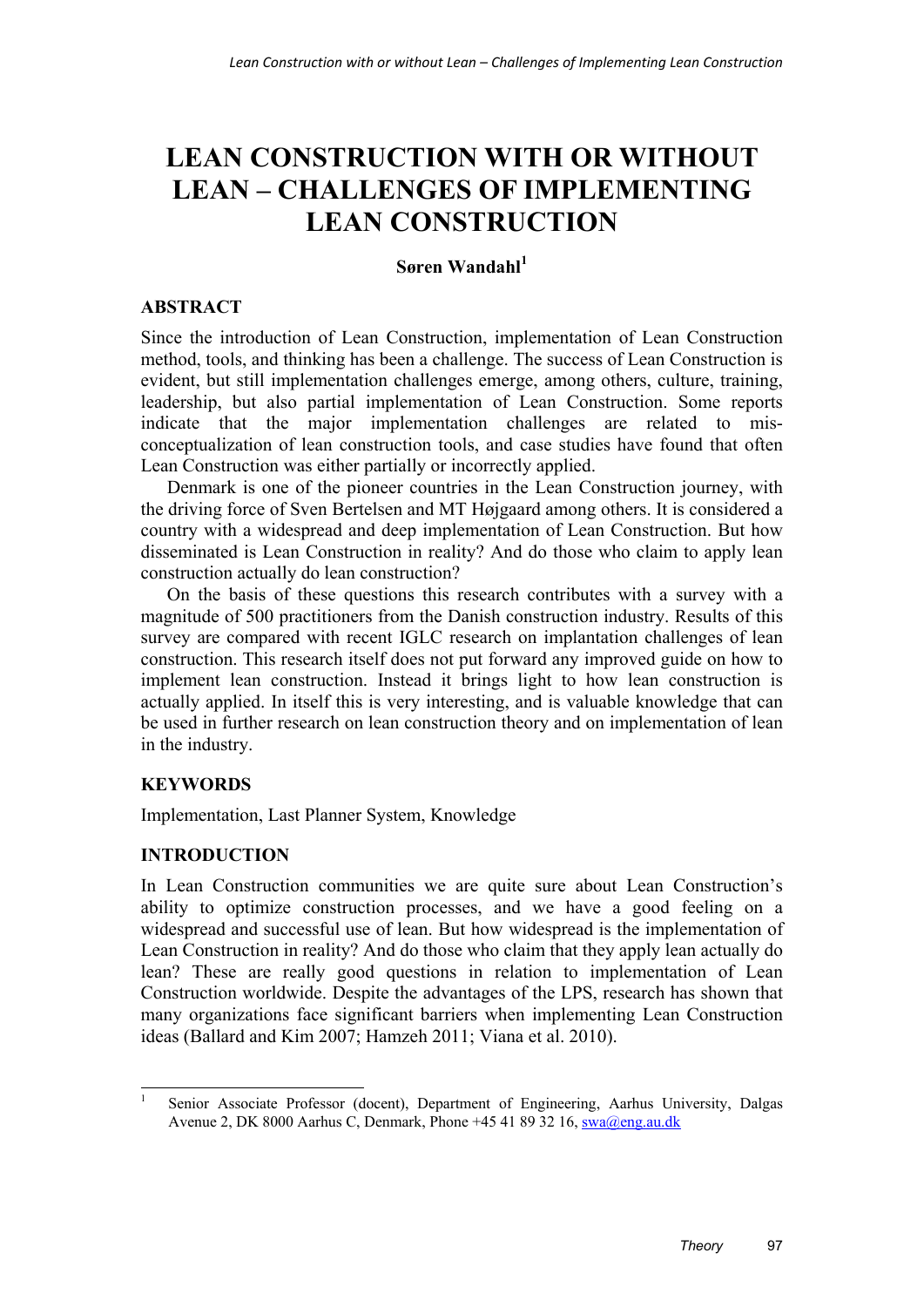# LEAN CONSTRUCTION WITH OR WITHOUT LEAN – CHALLENGES OF IMPLEMENTING LEAN CONSTRUCTION

**Søren Wandahl**[1]

## ABSTRACT

Since the introduction of Lean Construction, implementation of Lean Construction method, tools, and thinking has been a challenge. The success of Lean Construction is evident, but still implementation challenges emerge, among others, culture, training, leadership, but also partial implementation of Lean Construction. Some reports indicate that the major implementation challenges are related to mis-conceptualization of lean construction tools, and case studies have found that often Lean Construction was either partially or incorrectly applied.

Denmark is one of the pioneer countries in the Lean Construction journey, with the driving force of Sven Bertelsen and MT Højgaard among others. It is considered a country with a widespread and deep implementation of Lean Construction. But how disseminated is Lean Construction in reality? And do those who claim to apply lean construction actually do lean construction?

On the basis of these questions this research contributes with a survey with a magnitude of 500 practitioners from the Danish construction industry. Results of this survey are compared with recent IGLC research on implantation challenges of lean construction. This research itself does not put forward any improved guide on how to implement lean construction. Instead it brings light to how lean construction is actually applied. In itself this is very interesting, and is valuable knowledge that can be used in further research on lean construction theory and on implementation of lean in the industry.

## KEYWORDS

Implementation, Last Planner System, Knowledge

## INTRODUCTION

In Lean Construction communities we are quite sure about Lean Construction's ability to optimize construction processes, and we have a good feeling on a widespread and successful use of lean. But how widespread is the implementation of Lean Construction in reality? And do those who claim that they apply lean actually do lean? These are really good questions in relation to implementation of Lean Construction worldwide. Despite the advantages of the LPS, research has shown that many organizations face significant barriers when implementing Lean Construction ideas (Ballard and Kim 2007; Hamzeh 2011; Viana et al. 2010).

---

[1] Senior Associate Professor (docent), Department of Engineering, Aarhus University, Dalgas Avenue 2, DK 8000 Aarhus C, Denmark, Phone +45 41 89 32 16, swa@eng.au.dk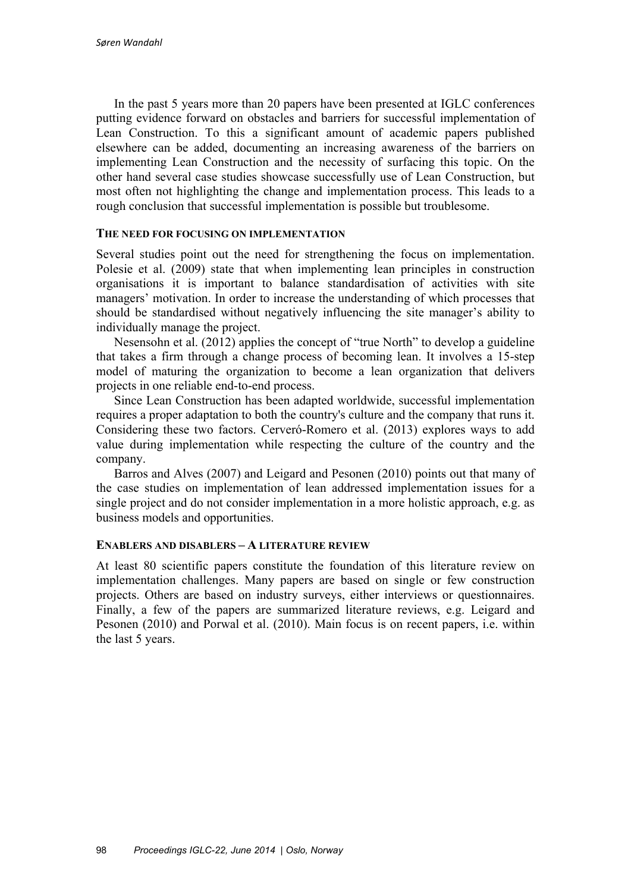In the past 5 years more than 20 papers have been presented at IGLC conferences putting evidence forward on obstacles and barriers for successful implementation of Lean Construction. To this a significant amount of academic papers published elsewhere can be added, documenting an increasing awareness of the barriers on implementing Lean Construction and the necessity of surfacing this topic. On the other hand several case studies showcase successfully use of Lean Construction, but most often not highlighting the change and implementation process. This leads to a rough conclusion that successful implementation is possible but troublesome.

### THE NEED FOR FOCUSING ON IMPLEMENTATION

Several studies point out the need for strengthening the focus on implementation. Polesie et al. (2009) state that when implementing lean principles in construction organisations it is important to balance standardisation of activities with site managers' motivation. In order to increase the understanding of which processes that should be standardised without negatively influencing the site manager's ability to individually manage the project.

Nesensohn et al. (2012) applies the concept of "true North" to develop a guideline that takes a firm through a change process of becoming lean. It involves a 15-step model of maturing the organization to become a lean organization that delivers projects in one reliable end-to-end process.

Since Lean Construction has been adapted worldwide, successful implementation requires a proper adaptation to both the country's culture and the company that runs it. Considering these two factors. Cerveró-Romero et al. (2013) explores ways to add value during implementation while respecting the culture of the country and the company.

Barros and Alves (2007) and Leigard and Pesonen (2010) points out that many of the case studies on implementation of lean addressed implementation issues for a single project and do not consider implementation in a more holistic approach, e.g. as business models and opportunities.

### ENABLERS AND DISABLERS – A LITERATURE REVIEW

At least 80 scientific papers constitute the foundation of this literature review on implementation challenges. Many papers are based on single or few construction projects. Others are based on industry surveys, either interviews or questionnaires. Finally, a few of the papers are summarized literature reviews, e.g. Leigard and Pesonen (2010) and Porwal et al. (2010). Main focus is on recent papers, i.e. within the last 5 years.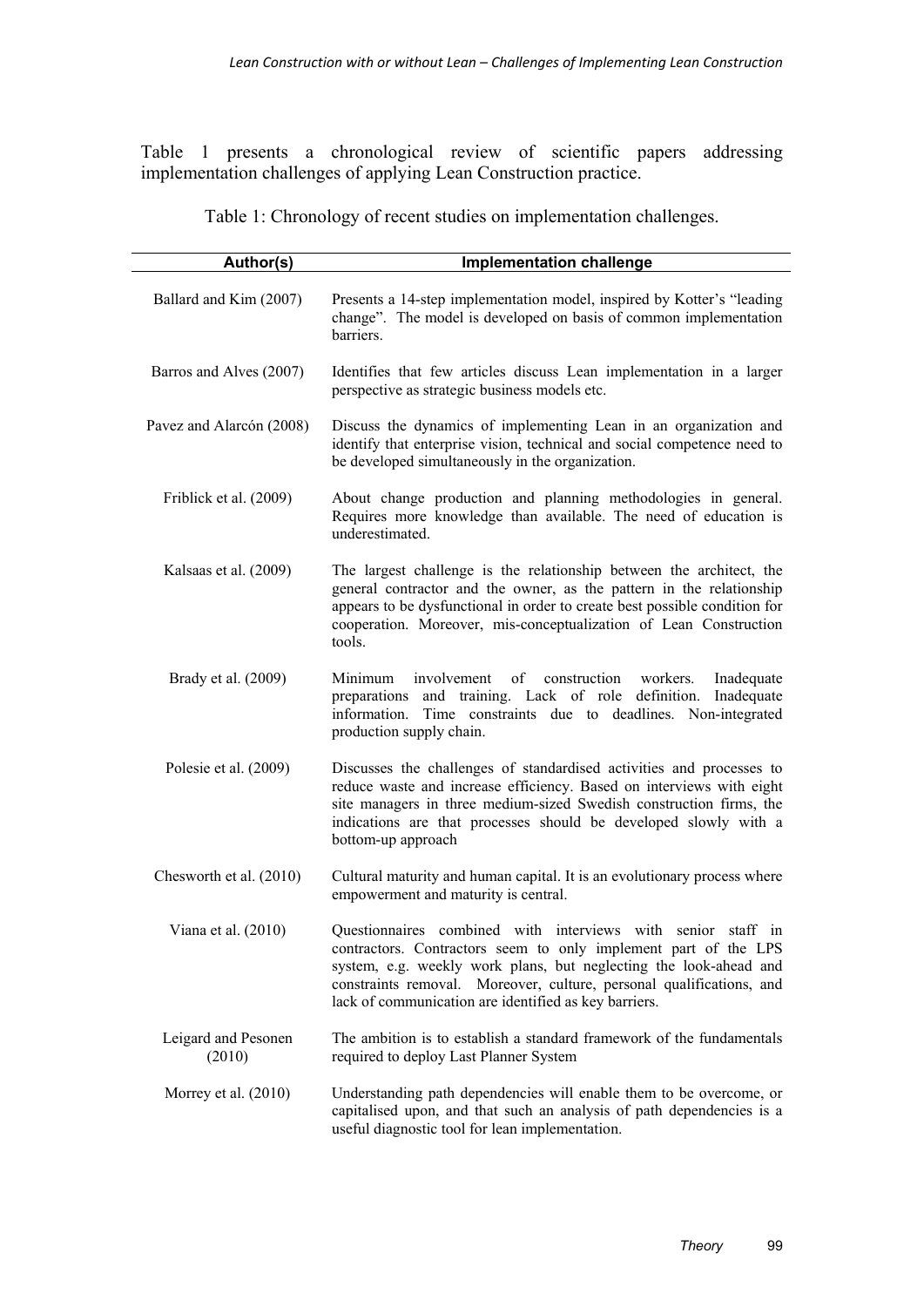Table 1 presents a chronological review of scientific papers addressing implementation challenges of applying Lean Construction practice.

Table 1: Chronology of recent studies on implementation challenges.

| Author(s) | Implementation challenge |
|---|---|
| Ballard and Kim (2007) | Presents a 14-step implementation model, inspired by Kotter's "leading change". The model is developed on basis of common implementation barriers. |
| Barros and Alves (2007) | Identifies that few articles discuss Lean implementation in a larger perspective as strategic business models etc. |
| Pavez and Alarcón (2008) | Discuss the dynamics of implementing Lean in an organization and identify that enterprise vision, technical and social competence need to be developed simultaneously in the organization. |
| Friblick et al. (2009) | About change production and planning methodologies in general. Requires more knowledge than available. The need of education is underestimated. |
| Kalsaas et al. (2009) | The largest challenge is the relationship between the architect, the general contractor and the owner, as the pattern in the relationship appears to be dysfunctional in order to create best possible condition for cooperation. Moreover, mis-conceptualization of Lean Construction tools. |
| Brady et al. (2009) | Minimum involvement of construction workers. Inadequate preparations and training. Lack of role definition. Inadequate information. Time constraints due to deadlines. Non-integrated production supply chain. |
| Polesie et al. (2009) | Discusses the challenges of standardised activities and processes to reduce waste and increase efficiency. Based on interviews with eight site managers in three medium-sized Swedish construction firms, the indications are that processes should be developed slowly with a bottom-up approach |
| Chesworth et al. (2010) | Cultural maturity and human capital. It is an evolutionary process where empowerment and maturity is central. |
| Viana et al. (2010) | Questionnaires combined with interviews with senior staff in contractors. Contractors seem to only implement part of the LPS system, e.g. weekly work plans, but neglecting the look-ahead and constraints removal. Moreover, culture, personal qualifications, and lack of communication are identified as key barriers. |
| Leigard and Pesonen (2010) | The ambition is to establish a standard framework of the fundamentals required to deploy Last Planner System |
| Morrey et al. (2010) | Understanding path dependencies will enable them to be overcome, or capitalised upon, and that such an analysis of path dependencies is a useful diagnostic tool for lean implementation. |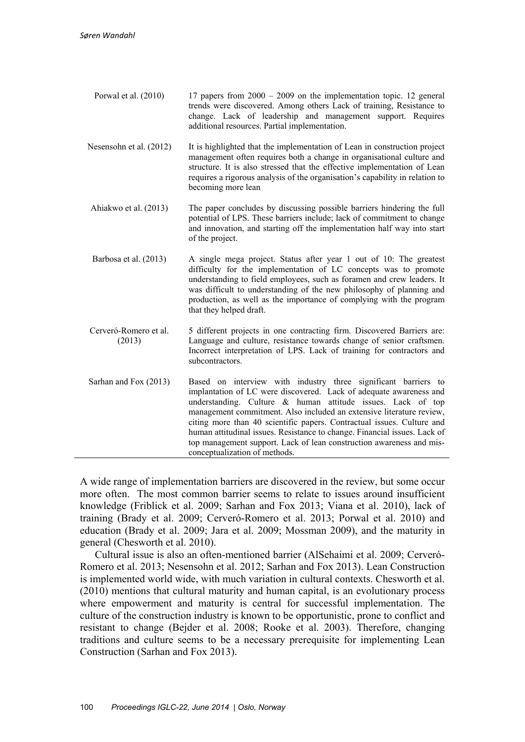| | |
|---|---|
| Porwal et al. (2010) | 17 papers from 2000 – 2009 on the implementation topic. 12 general trends were discovered. Among others Lack of training, Resistance to change. Lack of leadership and management support. Requires additional resources. Partial implementation. |
| Nesensohn et al. (2012) | It is highlighted that the implementation of Lean in construction project management often requires both a change in organisational culture and structure. It is also stressed that the effective implementation of Lean requires a rigorous analysis of the organisation's capability in relation to becoming more lean |
| Ahiakwo et al. (2013) | The paper concludes by discussing possible barriers hindering the full potential of LPS. These barriers include; lack of commitment to change and innovation, and starting off the implementation half way into start of the project. |
| Barbosa et al. (2013) | A single mega project. Status after year 1 out of 10: The greatest difficulty for the implementation of LC concepts was to promote understanding to field employees, such as foramen and crew leaders. It was difficult to understanding of the new philosophy of planning and production, as well as the importance of complying with the program that they helped draft. |
| Cerveró-Romero et al. (2013) | 5 different projects in one contracting firm. Discovered Barriers are: Language and culture, resistance towards change of senior craftsmen. Incorrect interpretation of LPS. Lack of training for contractors and subcontractors. |
| Sarhan and Fox (2013) | Based on interview with industry three significant barriers to implantation of LC were discovered. Lack of adequate awareness and understanding. Culture & human attitude issues. Lack of top management commitment. Also included an extensive literature review, citing more than 40 scientific papers. Contractual issues. Culture and human attitudinal issues. Resistance to change. Financial issues. Lack of top management support. Lack of lean construction awareness and mis-conceptualization of methods. |

A wide range of implementation barriers are discovered in the review, but some occur more often. The most common barrier seems to relate to issues around insufficient knowledge (Friblick et al. 2009; Sarhan and Fox 2013; Viana et al. 2010), lack of training (Brady et al. 2009; Cerveró-Romero et al. 2013; Porwal et al. 2010) and education (Brady et al. 2009; Jara et al. 2009; Mossman 2009), and the maturity in general (Chesworth et al. 2010).

Cultural issue is also an often-mentioned barrier (AlSehaimi et al. 2009; Cerveró-Romero et al. 2013; Nesensohn et al. 2012; Sarhan and Fox 2013). Lean Construction is implemented world wide, with much variation in cultural contexts. Chesworth et al. (2010) mentions that cultural maturity and human capital, is an evolutionary process where empowerment and maturity is central for successful implementation. The culture of the construction industry is known to be opportunistic, prone to conflict and resistant to change (Bejder et al. 2008; Rooke et al. 2003). Therefore, changing traditions and culture seems to be a necessary prerequisite for implementing Lean Construction (Sarhan and Fox 2013).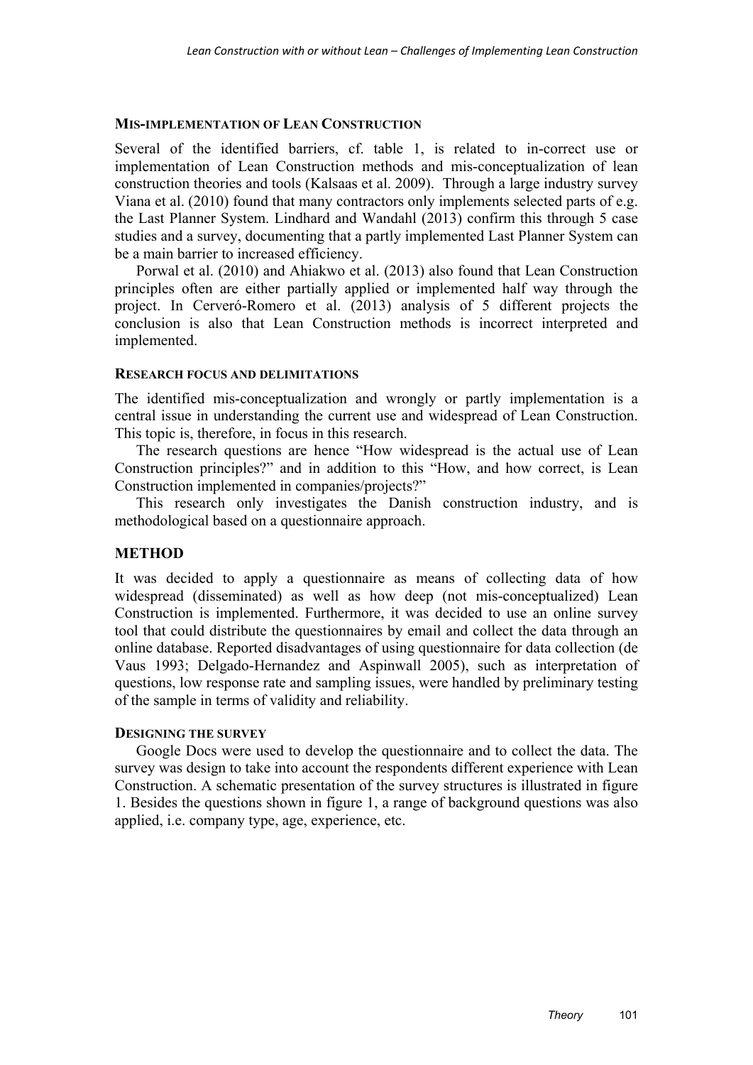### MIS-IMPLEMENTATION OF LEAN CONSTRUCTION

Several of the identified barriers, cf. table 1, is related to in-correct use or implementation of Lean Construction methods and mis-conceptualization of lean construction theories and tools (Kalsaas et al. 2009). Through a large industry survey Viana et al. (2010) found that many contractors only implements selected parts of e.g. the Last Planner System. Lindhard and Wandahl (2013) confirm this through 5 case studies and a survey, documenting that a partly implemented Last Planner System can be a main barrier to increased efficiency.

Porwal et al. (2010) and Ahiakwo et al. (2013) also found that Lean Construction principles often are either partially applied or implemented half way through the project. In Cerveró-Romero et al. (2013) analysis of 5 different projects the conclusion is also that Lean Construction methods is incorrect interpreted and implemented.

### RESEARCH FOCUS AND DELIMITATIONS

The identified mis-conceptualization and wrongly or partly implementation is a central issue in understanding the current use and widespread of Lean Construction. This topic is, therefore, in focus in this research.

The research questions are hence "How widespread is the actual use of Lean Construction principles?" and in addition to this "How, and how correct, is Lean Construction implemented in companies/projects?"

This research only investigates the Danish construction industry, and is methodological based on a questionnaire approach.

## METHOD

It was decided to apply a questionnaire as means of collecting data of how widespread (disseminated) as well as how deep (not mis-conceptualized) Lean Construction is implemented. Furthermore, it was decided to use an online survey tool that could distribute the questionnaires by email and collect the data through an online database. Reported disadvantages of using questionnaire for data collection (de Vaus 1993; Delgado-Hernandez and Aspinwall 2005), such as interpretation of questions, low response rate and sampling issues, were handled by preliminary testing of the sample in terms of validity and reliability.

### DESIGNING THE SURVEY

Google Docs were used to develop the questionnaire and to collect the data. The survey was design to take into account the respondents different experience with Lean Construction. A schematic presentation of the survey structures is illustrated in figure 1. Besides the questions shown in figure 1, a range of background questions was also applied, i.e. company type, age, experience, etc.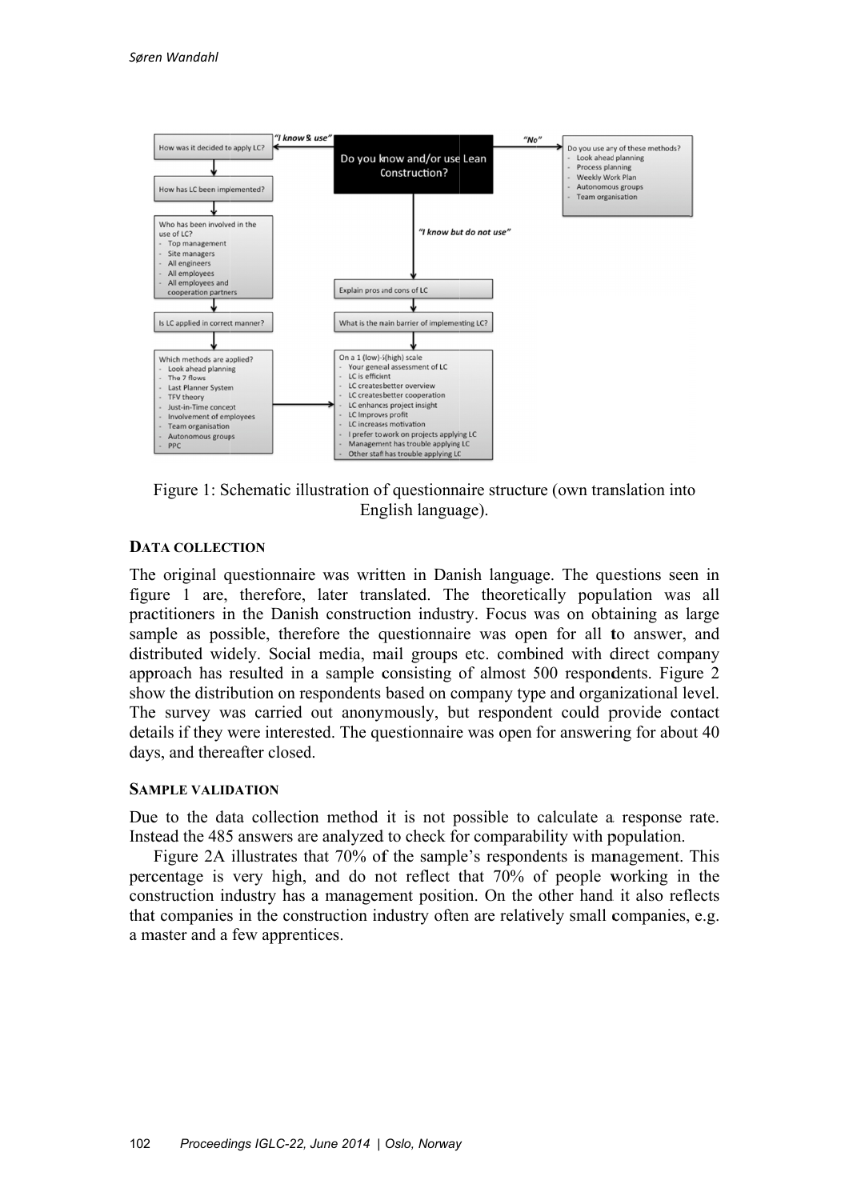Figure 1: Schematic illustration of questionnaire structure (own translation into English language).

## DATA COLLECTION

The original questionnaire was written in Danish language. The questions seen in figure 1 are, therefore, later translated. The theoretically population was all practitioners in the Danish construction industry. Focus was on obtaining as large sample as possible, therefore the questionnaire was open for all to answer, and distributed widely. Social media, mail groups etc. combined with direct company approach has resulted in a sample consisting of almost 500 respondents. Figure 2 show the distribution on respondents based on company type and organizational level. The survey was carried out anonymously, but respondent could provide contact details if they were interested. The questionnaire was open for answering for about 40 days, and thereafter closed.

## SAMPLE VALIDATION

Due to the data collection method it is not possible to calculate a response rate. Instead the 485 answers are analyzed to check for comparability with population.

Figure 2A illustrates that 70% of the sample's respondents is management. This percentage is very high, and do not reflect that 70% of people working in the construction industry has a management position. On the other hand it also reflects that companies in the construction industry often are relatively small companies, e.g. a master and a few apprentices.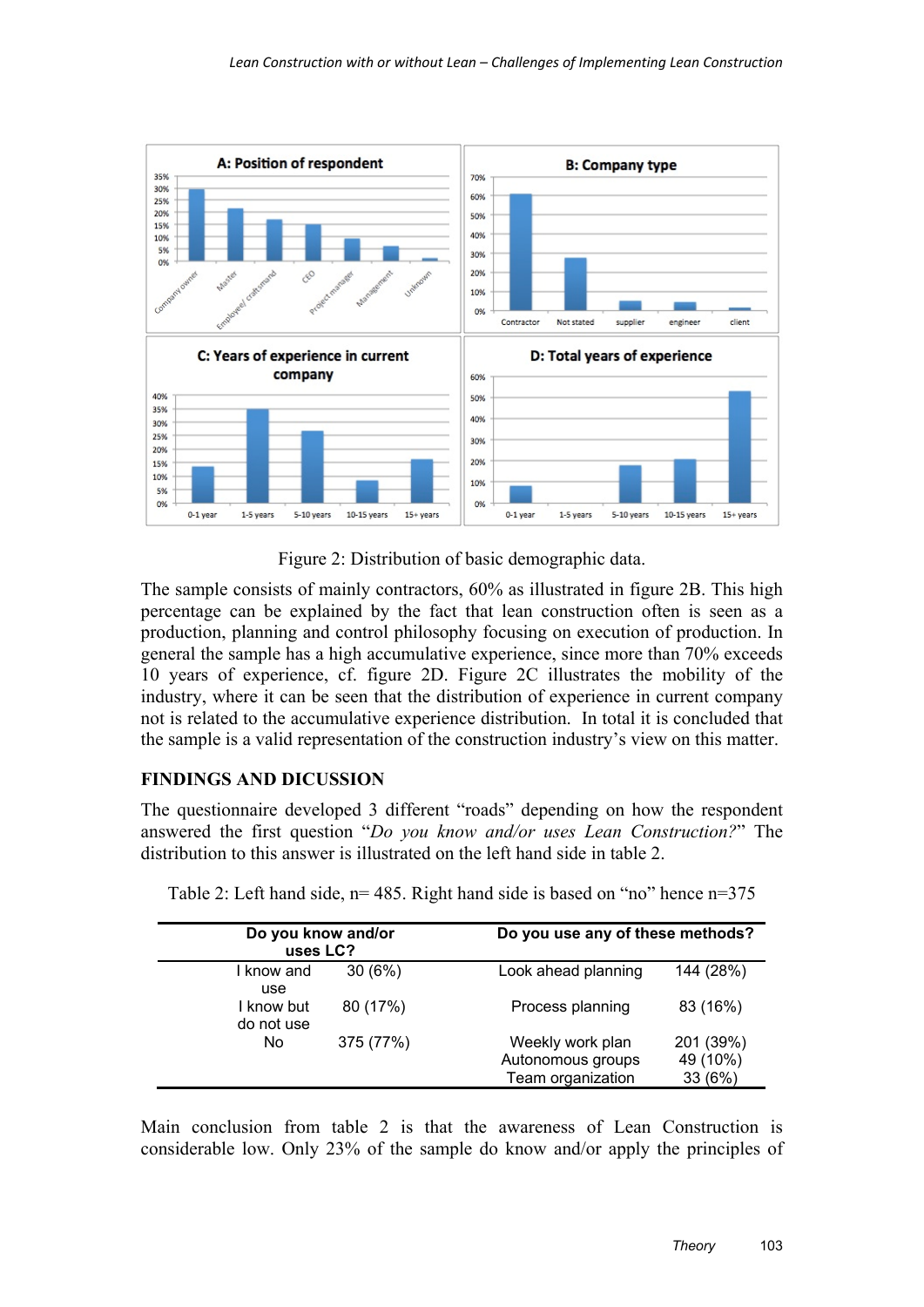Figure 2: Distribution of basic demographic data.

The sample consists of mainly contractors, 60% as illustrated in figure 2B. This high percentage can be explained by the fact that lean construction often is seen as a production, planning and control philosophy focusing on execution of production. In general the sample has a high accumulative experience, since more than 70% exceeds 10 years of experience, cf. figure 2D. Figure 2C illustrates the mobility of the industry, where it can be seen that the distribution of experience in current company not is related to the accumulative experience distribution. In total it is concluded that the sample is a valid representation of the construction industry's view on this matter.

## FINDINGS AND DICUSSION

The questionnaire developed 3 different "roads" depending on how the respondent answered the first question "*Do you know and/or uses Lean Construction?*" The distribution to this answer is illustrated on the left hand side in table 2.

Table 2: Left hand side, n= 485. Right hand side is based on "no" hence n=375

| Do you know and/or uses LC? | | Do you use any of these methods? | |
|---|---|---|---|
| I know and use | 30 (6%) | Look ahead planning | 144 (28%) |
| I know but do not use | 80 (17%) | Process planning | 83 (16%) |
| No | 375 (77%) | Weekly work plan | 201 (39%) |
| | | Autonomous groups | 49 (10%) |
| | | Team organization | 33 (6%) |

Main conclusion from table 2 is that the awareness of Lean Construction is considerable low. Only 23% of the sample do know and/or apply the principles of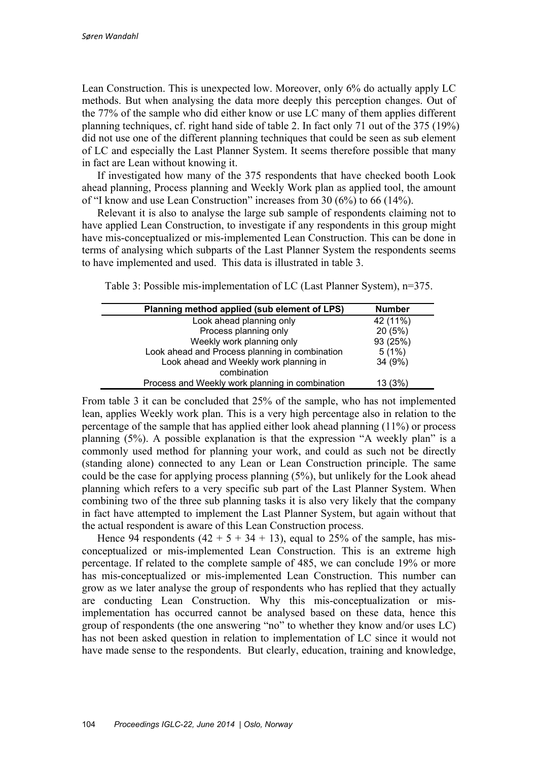Lean Construction. This is unexpected low. Moreover, only 6% do actually apply LC methods. But when analysing the data more deeply this perception changes. Out of the 77% of the sample who did either know or use LC many of them applies different planning techniques, cf. right hand side of table 2. In fact only 71 out of the 375 (19%) did not use one of the different planning techniques that could be seen as sub element of LC and especially the Last Planner System. It seems therefore possible that many in fact are Lean without knowing it.

If investigated how many of the 375 respondents that have checked booth Look ahead planning, Process planning and Weekly Work plan as applied tool, the amount of "I know and use Lean Construction" increases from 30 (6%) to 66 (14%).

Relevant it is also to analyse the large sub sample of respondents claiming not to have applied Lean Construction, to investigate if any respondents in this group might have mis-conceptualized or mis-implemented Lean Construction. This can be done in terms of analysing which subparts of the Last Planner System the respondents seems to have implemented and used. This data is illustrated in table 3.

Table 3: Possible mis-implementation of LC (Last Planner System), n=375.

| Planning method applied (sub element of LPS) | Number |
|---|---|
| Look ahead planning only | 42 (11%) |
| Process planning only | 20 (5%) |
| Weekly work planning only | 93 (25%) |
| Look ahead and Process planning in combination | 5 (1%) |
| Look ahead and Weekly work planning in combination | 34 (9%) |
| Process and Weekly work planning in combination | 13 (3%) |

From table 3 it can be concluded that 25% of the sample, who has not implemented lean, applies Weekly work plan. This is a very high percentage also in relation to the percentage of the sample that has applied either look ahead planning (11%) or process planning (5%). A possible explanation is that the expression "A weekly plan" is a commonly used method for planning your work, and could as such not be directly (standing alone) connected to any Lean or Lean Construction principle. The same could be the case for applying process planning (5%), but unlikely for the Look ahead planning which refers to a very specific sub part of the Last Planner System. When combining two of the three sub planning tasks it is also very likely that the company in fact have attempted to implement the Last Planner System, but again without that the actual respondent is aware of this Lean Construction process.

Hence 94 respondents (42 + 5 + 34 + 13), equal to 25% of the sample, has mis-conceptualized or mis-implemented Lean Construction. This is an extreme high percentage. If related to the complete sample of 485, we can conclude 19% or more has mis-conceptualized or mis-implemented Lean Construction. This number can grow as we later analyse the group of respondents who has replied that they actually are conducting Lean Construction. Why this mis-conceptualization or mis-implementation has occurred cannot be analysed based on these data, hence this group of respondents (the one answering "no" to whether they know and/or uses LC) has not been asked question in relation to implementation of LC since it would not have made sense to the respondents. But clearly, education, training and knowledge,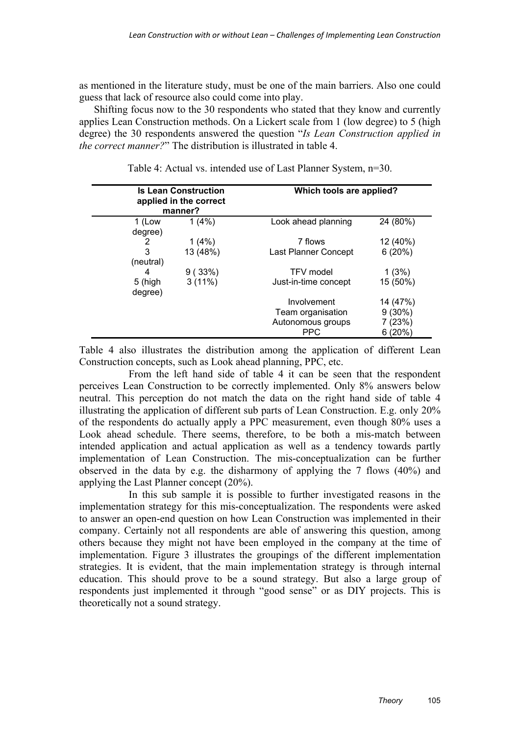as mentioned in the literature study, must be one of the main barriers. Also one could guess that lack of resource also could come into play.

Shifting focus now to the 30 respondents who stated that they know and currently applies Lean Construction methods. On a Lickert scale from 1 (low degree) to 5 (high degree) the 30 respondents answered the question "*Is Lean Construction applied in the correct manner?*" The distribution is illustrated in table 4.

Table 4: Actual vs. intended use of Last Planner System, n=30.

| **Is Lean Construction applied in the correct manner?** | | **Which tools are applied?** | |
|---|---|---|---|
| 1 (Low degree) | 1 (4%) | Look ahead planning | 24 (80%) |
| 2 | 1 (4%) | 7 flows | 12 (40%) |
| 3 (neutral) | 13 (48%) | Last Planner Concept | 6 (20%) |
| 4 | 9 ( 33%) | TFV model | 1 (3%) |
| 5 (high degree) | 3 (11%) | Just-in-time concept | 15 (50%) |
| | | Involvement | 14 (47%) |
| | | Team organisation | 9 (30%) |
| | | Autonomous groups | 7 (23%) |
| | | PPC | 6 (20%) |

Table 4 also illustrates the distribution among the application of different Lean Construction concepts, such as Look ahead planning, PPC, etc.

From the left hand side of table 4 it can be seen that the respondent perceives Lean Construction to be correctly implemented. Only 8% answers below neutral. This perception do not match the data on the right hand side of table 4 illustrating the application of different sub parts of Lean Construction. E.g. only 20% of the respondents do actually apply a PPC measurement, even though 80% uses a Look ahead schedule. There seems, therefore, to be both a mis-match between intended application and actual application as well as a tendency towards partly implementation of Lean Construction. The mis-conceptualization can be further observed in the data by e.g. the disharmony of applying the 7 flows (40%) and applying the Last Planner concept (20%).

In this sub sample it is possible to further investigated reasons in the implementation strategy for this mis-conceptualization. The respondents were asked to answer an open-end question on how Lean Construction was implemented in their company. Certainly not all respondents are able of answering this question, among others because they might not have been employed in the company at the time of implementation. Figure 3 illustrates the groupings of the different implementation strategies. It is evident, that the main implementation strategy is through internal education. This should prove to be a sound strategy. But also a large group of respondents just implemented it through "good sense" or as DIY projects. This is theoretically not a sound strategy.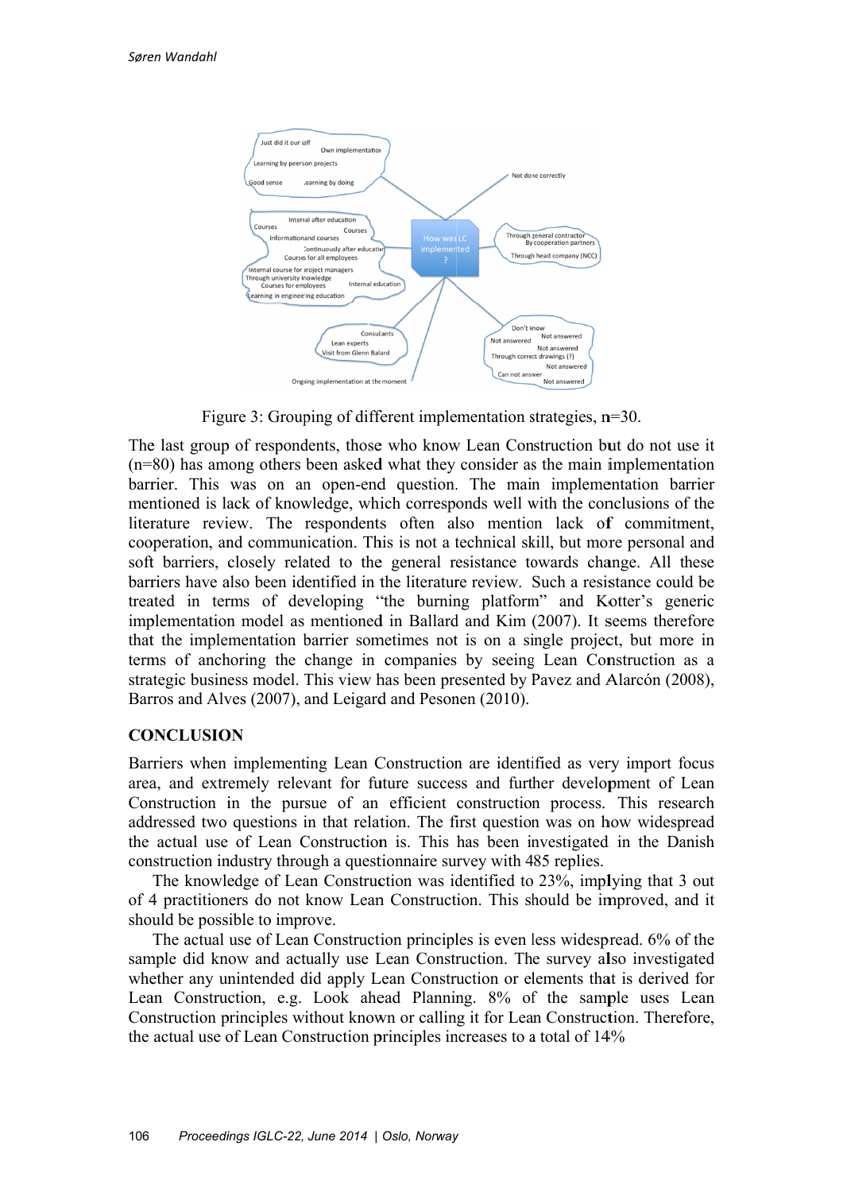Figure 3: Grouping of different implementation strategies, n=30.

The last group of respondents, those who know Lean Construction but do not use it (n=80) has among others been asked what they consider as the main implementation barrier. This was on an open-end question. The main implementation barrier mentioned is lack of knowledge, which corresponds well with the conclusions of the literature review. The respondents often also mention lack of commitment, cooperation, and communication. This is not a technical skill, but more personal and soft barriers, closely related to the general resistance towards change. All these barriers have also been identified in the literature review. Such a resistance could be treated in terms of developing "the burning platform" and Kotter's generic implementation model as mentioned in Ballard and Kim (2007). It seems therefore that the implementation barrier sometimes not is on a single project, but more in terms of anchoring the change in companies by seeing Lean Construction as a strategic business model. This view has been presented by Pavez and Alarcón (2008), Barros and Alves (2007), and Leigard and Pesonen (2010).

## CONCLUSION

Barriers when implementing Lean Construction are identified as very import focus area, and extremely relevant for future success and further development of Lean Construction in the pursue of an efficient construction process. This research addressed two questions in that relation. The first question was on how widespread the actual use of Lean Construction is. This has been investigated in the Danish construction industry through a questionnaire survey with 485 replies.

The knowledge of Lean Construction was identified to 23%, implying that 3 out of 4 practitioners do not know Lean Construction. This should be improved, and it should be possible to improve.

The actual use of Lean Construction principles is even less widespread. 6% of the sample did know and actually use Lean Construction. The survey also investigated whether any unintended did apply Lean Construction or elements that is derived for Lean Construction, e.g. Look ahead Planning. 8% of the sample uses Lean Construction principles without known or calling it for Lean Construction. Therefore, the actual use of Lean Construction principles increases to a total of 14%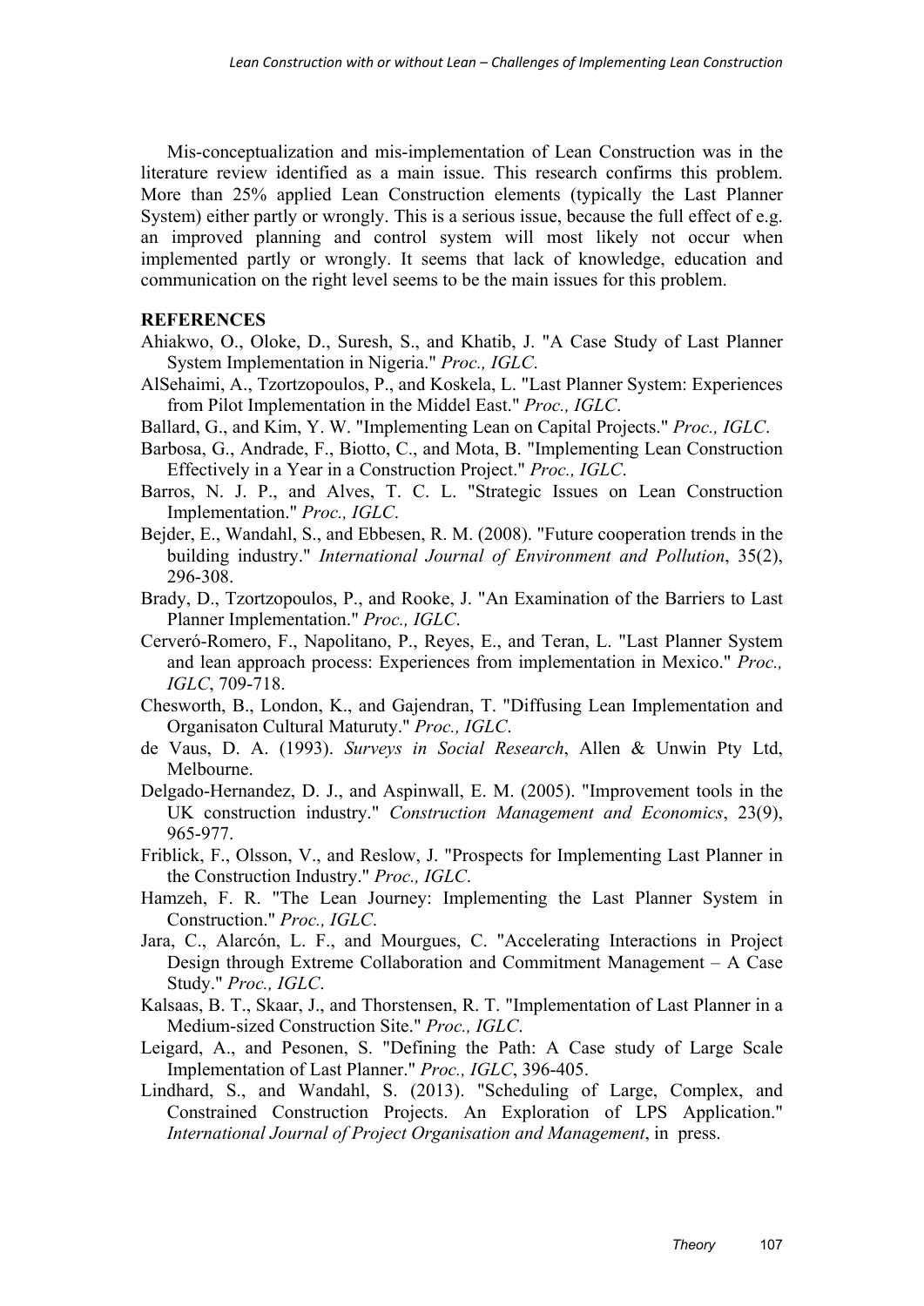Mis-conceptualization and mis-implementation of Lean Construction was in the literature review identified as a main issue. This research confirms this problem. More than 25% applied Lean Construction elements (typically the Last Planner System) either partly or wrongly. This is a serious issue, because the full effect of e.g. an improved planning and control system will most likely not occur when implemented partly or wrongly. It seems that lack of knowledge, education and communication on the right level seems to be the main issues for this problem.

## REFERENCES

Ahiakwo, O., Oloke, D., Suresh, S., and Khatib, J. "A Case Study of Last Planner System Implementation in Nigeria." *Proc., IGLC*.

AlSehaimi, A., Tzortzopoulos, P., and Koskela, L. "Last Planner System: Experiences from Pilot Implementation in the Middel East." *Proc., IGLC*.

Ballard, G., and Kim, Y. W. "Implementing Lean on Capital Projects." *Proc., IGLC*.

Barbosa, G., Andrade, F., Biotto, C., and Mota, B. "Implementing Lean Construction Effectively in a Year in a Construction Project." *Proc., IGLC*.

Barros, N. J. P., and Alves, T. C. L. "Strategic Issues on Lean Construction Implementation." *Proc., IGLC*.

Bejder, E., Wandahl, S., and Ebbesen, R. M. (2008). "Future cooperation trends in the building industry." *International Journal of Environment and Pollution*, 35(2), 296-308.

Brady, D., Tzortzopoulos, P., and Rooke, J. "An Examination of the Barriers to Last Planner Implementation." *Proc., IGLC*.

Cerveró-Romero, F., Napolitano, P., Reyes, E., and Teran, L. "Last Planner System and lean approach process: Experiences from implementation in Mexico." *Proc., IGLC*, 709-718.

Chesworth, B., London, K., and Gajendran, T. "Diffusing Lean Implementation and Organisaton Cultural Maturuty." *Proc., IGLC*.

de Vaus, D. A. (1993). *Surveys in Social Research*, Allen & Unwin Pty Ltd, Melbourne.

Delgado-Hernandez, D. J., and Aspinwall, E. M. (2005). "Improvement tools in the UK construction industry." *Construction Management and Economics*, 23(9), 965-977.

Friblick, F., Olsson, V., and Reslow, J. "Prospects for Implementing Last Planner in the Construction Industry." *Proc., IGLC*.

Hamzeh, F. R. "The Lean Journey: Implementing the Last Planner System in Construction." *Proc., IGLC*.

Jara, C., Alarcón, L. F., and Mourgues, C. "Accelerating Interactions in Project Design through Extreme Collaboration and Commitment Management – A Case Study." *Proc., IGLC*.

Kalsaas, B. T., Skaar, J., and Thorstensen, R. T. "Implementation of Last Planner in a Medium-sized Construction Site." *Proc., IGLC*.

Leigard, A., and Pesonen, S. "Defining the Path: A Case study of Large Scale Implementation of Last Planner." *Proc., IGLC*, 396-405.

Lindhard, S., and Wandahl, S. (2013). "Scheduling of Large, Complex, and Constrained Construction Projects. An Exploration of LPS Application." *International Journal of Project Organisation and Management*, in press.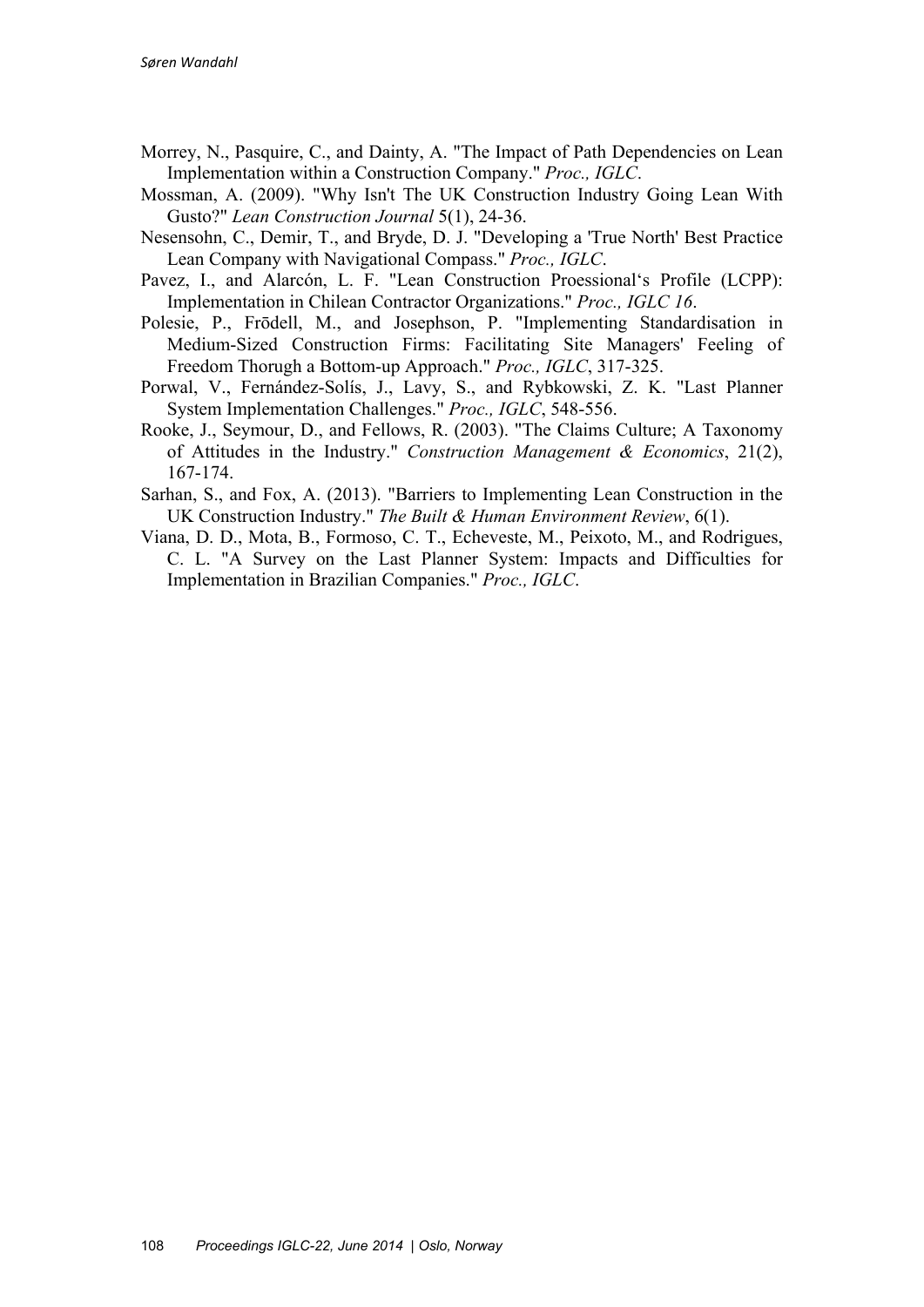Morrey, N., Pasquire, C., and Dainty, A. "The Impact of Path Dependencies on Lean Implementation within a Construction Company." *Proc., IGLC*.

Mossman, A. (2009). "Why Isn't The UK Construction Industry Going Lean With Gusto?" *Lean Construction Journal* 5(1), 24-36.

Nesensohn, C., Demir, T., and Bryde, D. J. "Developing a 'True North' Best Practice Lean Company with Navigational Compass." *Proc., IGLC*.

Pavez, I., and Alarcón, L. F. "Lean Construction Proessional's Profile (LCPP): Implementation in Chilean Contractor Organizations." *Proc., IGLC 16*.

Polesie, P., Frōdell, M., and Josephson, P. "Implementing Standardisation in Medium-Sized Construction Firms: Facilitating Site Managers' Feeling of Freedom Thorugh a Bottom-up Approach." *Proc., IGLC*, 317-325.

Porwal, V., Fernández-Solís, J., Lavy, S., and Rybkowski, Z. K. "Last Planner System Implementation Challenges." *Proc., IGLC*, 548-556.

Rooke, J., Seymour, D., and Fellows, R. (2003). "The Claims Culture; A Taxonomy of Attitudes in the Industry." *Construction Management & Economics*, 21(2), 167-174.

Sarhan, S., and Fox, A. (2013). "Barriers to Implementing Lean Construction in the UK Construction Industry." *The Built & Human Environment Review*, 6(1).

Viana, D. D., Mota, B., Formoso, C. T., Echeveste, M., Peixoto, M., and Rodrigues, C. L. "A Survey on the Last Planner System: Impacts and Difficulties for Implementation in Brazilian Companies." *Proc., IGLC*.